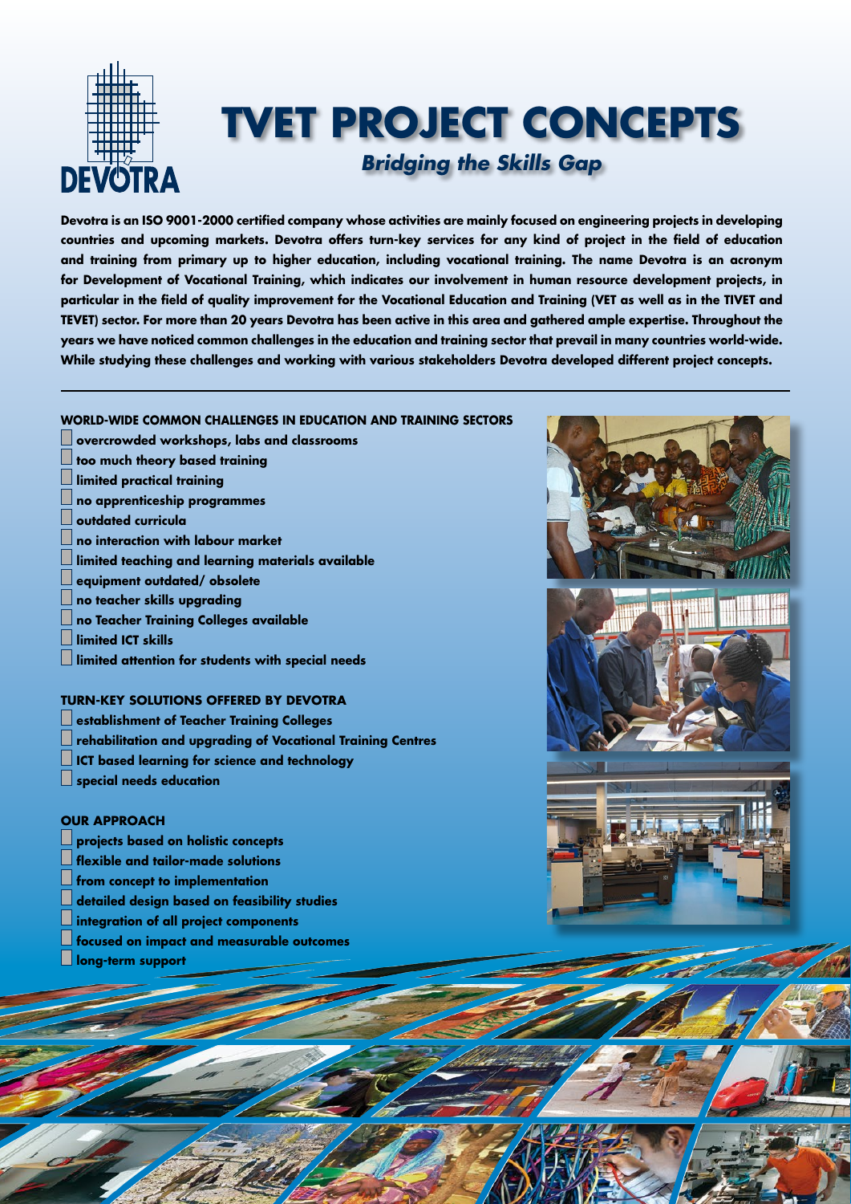DEVOTRA

# TVET PROJECT CONCEPTS

***Bridging the Skills Gap***

**Devotra is an ISO 9001-2000 certified company whose activities are mainly focused on engineering projects in developing countries and upcoming markets. Devotra offers turn-key services for any kind of project in the field of education and training from primary up to higher education, including vocational training. The name Devotra is an acronym for Development of Vocational Training, which indicates our involvement in human resource development projects, in particular in the field of quality improvement for the Vocational Education and Training (VET as well as in the TIVET and TEVET) sector. For more than 20 years Devotra has been active in this area and gathered ample expertise. Throughout the years we have noticed common challenges in the education and training sector that prevail in many countries world-wide. While studying these challenges and working with various stakeholders Devotra developed different project concepts.**

---

## WORLD-WIDE COMMON CHALLENGES IN EDUCATION AND TRAINING SECTORS

- overcrowded workshops, labs and classrooms
- too much theory based training
- limited practical training
- no apprenticeship programmes
- outdated curricula
- no interaction with labour market
- limited teaching and learning materials available
- equipment outdated/ obsolete
- no teacher skills upgrading
- no Teacher Training Colleges available
- limited ICT skills
- limited attention for students with special needs

## TURN-KEY SOLUTIONS OFFERED BY DEVOTRA

- establishment of Teacher Training Colleges
- rehabilitation and upgrading of Vocational Training Centres
- ICT based learning for science and technology
- special needs education

## OUR APPROACH

- projects based on holistic concepts
- flexible and tailor-made solutions
- from concept to implementation
- detailed design based on feasibility studies
- integration of all project components
- focused on impact and measurable outcomes
- long-term support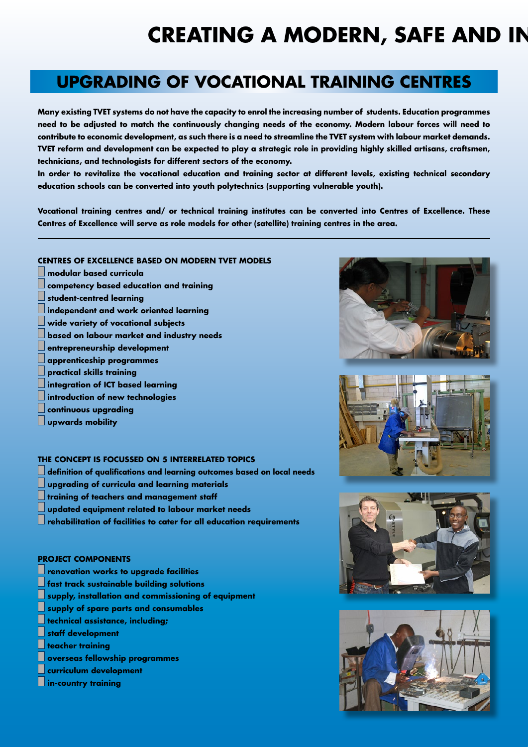# CREATING A MODERN, SAFE AND IN

## UPGRADING OF VOCATIONAL TRAINING CENTRES

**Many existing TVET systems do not have the capacity to enrol the increasing number of students. Education programmes need to be adjusted to match the continuously changing needs of the economy. Modern labour forces will need to contribute to economic development, as such there is a need to streamline the TVET system with labour market demands. TVET reform and development can be expected to play a strategic role in providing highly skilled artisans, craftsmen, technicians, and technologists for different sectors of the economy.**

**In order to revitalize the vocational education and training sector at different levels, existing technical secondary education schools can be converted into youth polytechnics (supporting vulnerable youth).**

**Vocational training centres and/ or technical training institutes can be converted into Centres of Excellence. These Centres of Excellence will serve as role models for other (satellite) training centres in the area.**

---

### CENTRES OF EXCELLENCE BASED ON MODERN TVET MODELS

- modular based curricula
- competency based education and training
- student-centred learning
- independent and work oriented learning
- wide variety of vocational subjects
- based on labour market and industry needs
- entrepreneurship development
- apprenticeship programmes
- practical skills training
- integration of ICT based learning
- introduction of new technologies
- continuous upgrading
- upwards mobility

### THE CONCEPT IS FOCUSSED ON 5 INTERRELATED TOPICS

- definition of qualifications and learning outcomes based on local needs
- upgrading of curricula and learning materials
- training of teachers and management staff
- updated equipment related to labour market needs
- rehabilitation of facilities to cater for all education requirements

### PROJECT COMPONENTS

- renovation works to upgrade facilities
- fast track sustainable building solutions
- supply, installation and commissioning of equipment
- supply of spare parts and consumables
- technical assistance, including;
- staff development
- teacher training
- overseas fellowship programmes
- curriculum development
- in-country training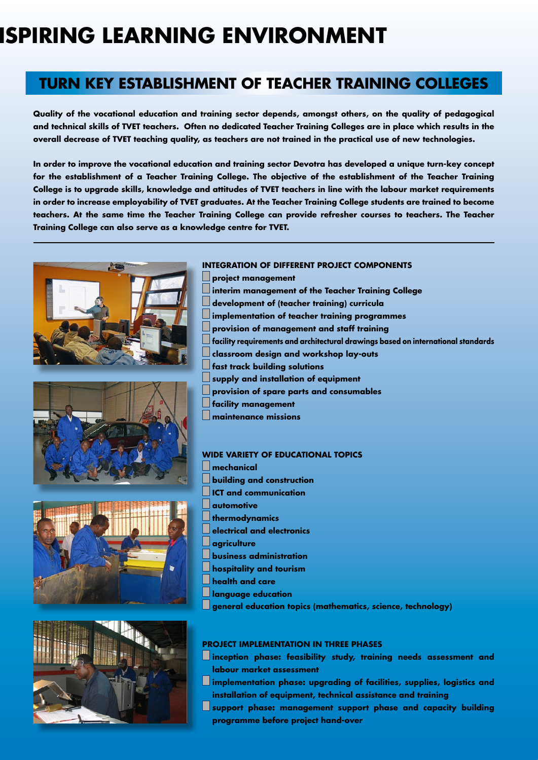# ISPIRING LEARNING ENVIRONMENT

## TURN KEY ESTABLISHMENT OF TEACHER TRAINING COLLEGES

**Quality of the vocational education and training sector depends, amongst others, on the quality of pedagogical and technical skills of TVET teachers. Often no dedicated Teacher Training Colleges are in place which results in the overall decrease of TVET teaching quality, as teachers are not trained in the practical use of new technologies.**

**In order to improve the vocational education and training sector Devotra has developed a unique turn-key concept for the establishment of a Teacher Training College. The objective of the establishment of the Teacher Training College is to upgrade skills, knowledge and attitudes of TVET teachers in line with the labour market requirements in order to increase employability of TVET graduates. At the Teacher Training College students are trained to become teachers. At the same time the Teacher Training College can provide refresher courses to teachers. The Teacher Training College can also serve as a knowledge centre for TVET.**

---

### INTEGRATION OF DIFFERENT PROJECT COMPONENTS

- project management
- interim management of the Teacher Training College
- development of (teacher training) curricula
- implementation of teacher training programmes
- provision of management and staff training
- facility requirements and architectural drawings based on international standards
- classroom design and workshop lay-outs
- fast track building solutions
- supply and installation of equipment
- provision of spare parts and consumables
- facility management
- maintenance missions

### WIDE VARIETY OF EDUCATIONAL TOPICS

- mechanical
- building and construction
- ICT and communication
- automotive
- thermodynamics
- electrical and electronics
- agriculture
- business administration
- hospitality and tourism
- health and care
- language education
- general education topics (mathematics, science, technology)

### PROJECT IMPLEMENTATION IN THREE PHASES

- inception phase: feasibility study, training needs assessment and labour market assessment
- implementation phase: upgrading of facilities, supplies, logistics and installation of equipment, technical assistance and training
- support phase: management support phase and capacity building programme before project hand-over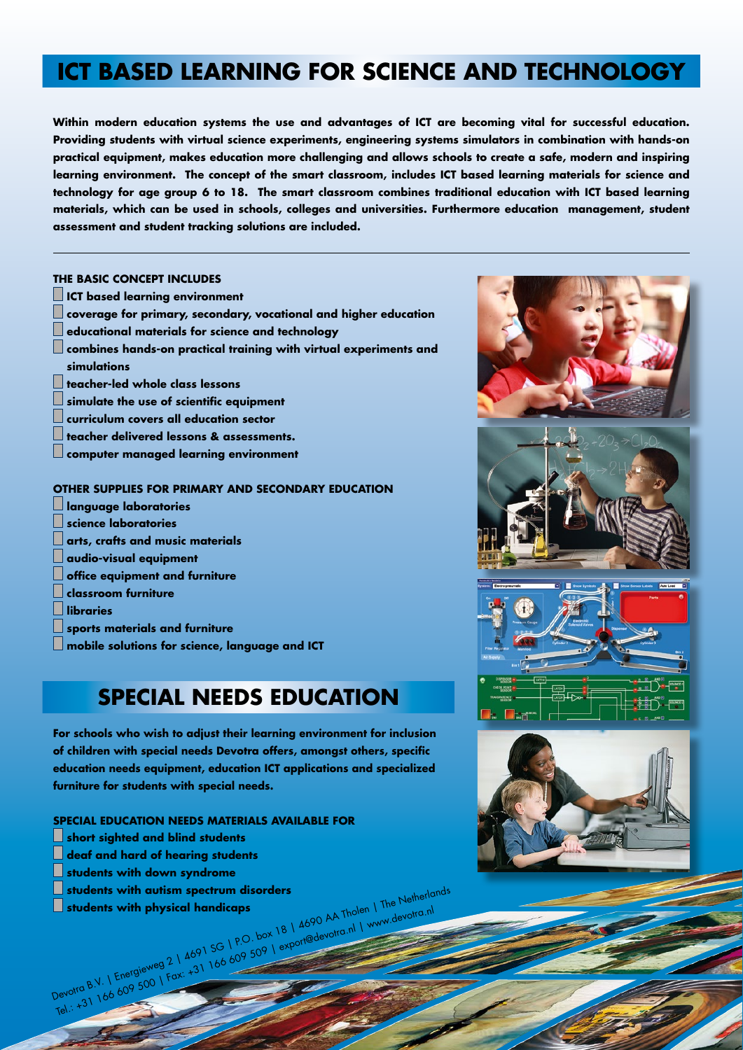# ICT BASED LEARNING FOR SCIENCE AND TECHNOLOGY

**Within modern education systems the use and advantages of ICT are becoming vital for successful education. Providing students with virtual science experiments, engineering systems simulators in combination with hands-on practical equipment, makes education more challenging and allows schools to create a safe, modern and inspiring learning environment. The concept of the smart classroom, includes ICT based learning materials for science and technology for age group 6 to 18. The smart classroom combines traditional education with ICT based learning materials, which can be used in schools, colleges and universities. Furthermore education management, student assessment and student tracking solutions are included.**

---

**THE BASIC CONCEPT INCLUDES**

- ICT based learning environment
- coverage for primary, secondary, vocational and higher education
- educational materials for science and technology
- combines hands-on practical training with virtual experiments and simulations
- teacher-led whole class lessons
- simulate the use of scientific equipment
- curriculum covers all education sector
- teacher delivered lessons & assessments.
- computer managed learning environment

**OTHER SUPPLIES FOR PRIMARY AND SECONDARY EDUCATION**

- language laboratories
- science laboratories
- arts, crafts and music materials
- audio-visual equipment
- office equipment and furniture
- classroom furniture
- libraries
- sports materials and furniture
- mobile solutions for science, language and ICT

## SPECIAL NEEDS EDUCATION

**For schools who wish to adjust their learning environment for inclusion of children with special needs Devotra offers, amongst others, specific education needs equipment, education ICT applications and specialized furniture for students with special needs.**

**SPECIAL EDUCATION NEEDS MATERIALS AVAILABLE FOR**

- short sighted and blind students
- deaf and hard of hearing students
- students with down syndrome
- students with autism spectrum disorders
- students with physical handicaps

Devotra B.V. | Energieweg 2 | 4691 SG | P.O. box 18 | 4690 AA Tholen | The Netherlands
Tel.: +31 166 609 500 | Fax: +31 166 609 509 | export@devotra.nl | www.devotra.nl